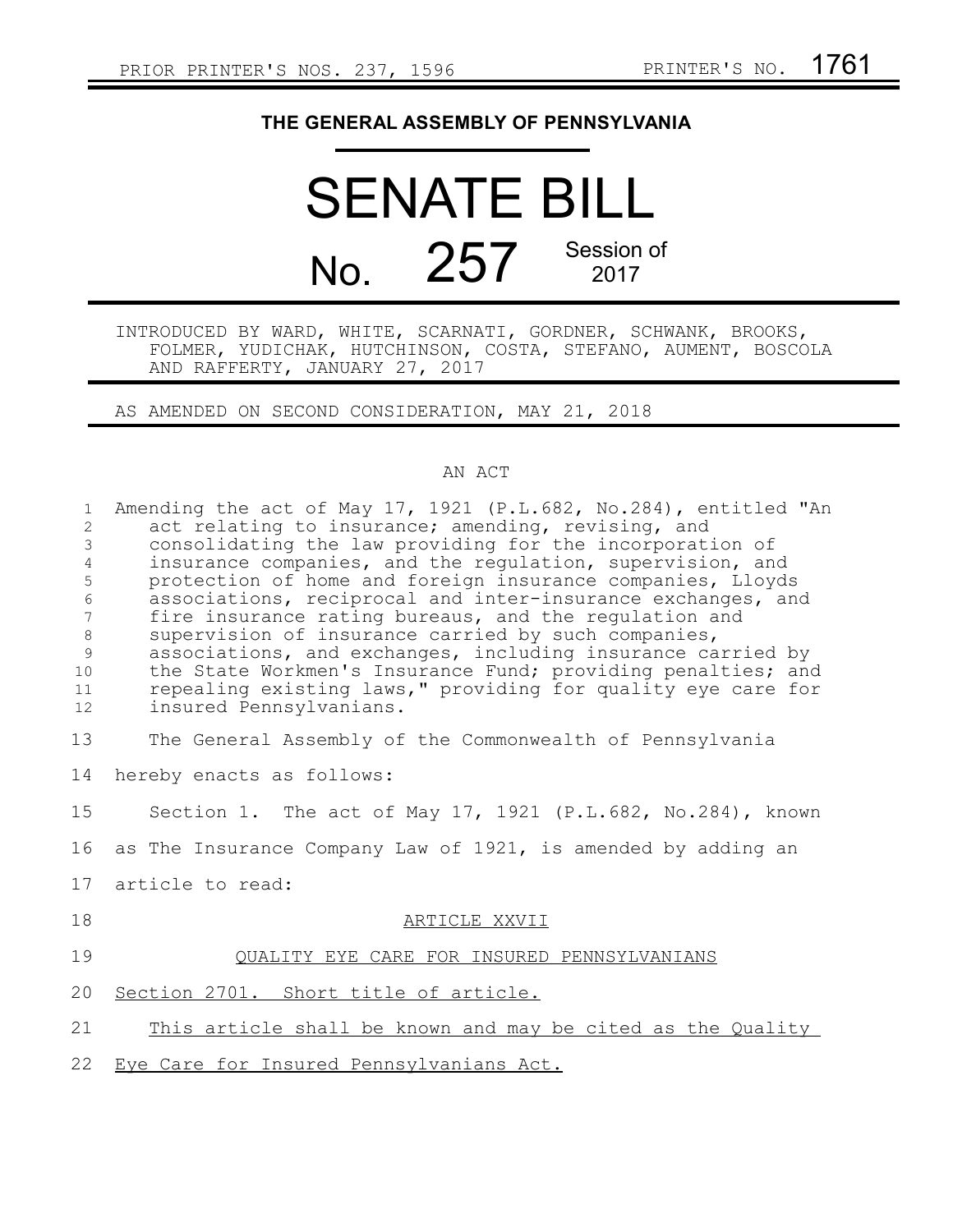PRIOR PRINTER'S NOS. 237, 1596 PRINTER'S NO. 1761

# THE GENERAL ASSEMBLY OF PENNSYLVANIA

# SENATE BILL

## No. 257 Session of 2017

INTRODUCED BY WARD, WHITE, SCARNATI, GORDNER, SCHWANK, BROOKS, FOLMER, YUDICHAK, HUTCHINSON, COSTA, STEFANO, AUMENT, BOSCOLA AND RAFFERTY, JANUARY 27, 2017

AS AMENDED ON SECOND CONSIDERATION, MAY 21, 2018

AN ACT

Amending the act of May 17, 1921 (P.L.682, No.284), entitled "An act relating to insurance; amending, revising, and consolidating the law providing for the incorporation of insurance companies, and the regulation, supervision, and protection of home and foreign insurance companies, Lloyds associations, reciprocal and inter-insurance exchanges, and fire insurance rating bureaus, and the regulation and supervision of insurance carried by such companies, associations, and exchanges, including insurance carried by the State Workmen's Insurance Fund; providing penalties; and repealing existing laws," providing for quality eye care for insured Pennsylvanians.

The General Assembly of the Commonwealth of Pennsylvania hereby enacts as follows:

Section 1. The act of May 17, 1921 (P.L.682, No.284), known as The Insurance Company Law of 1921, is amended by adding an article to read:

ARTICLE XXVII

QUALITY EYE CARE FOR INSURED PENNSYLVANIANS

Section 2701. Short title of article.

This article shall be known and may be cited as the Quality Eye Care for Insured Pennsylvanians Act.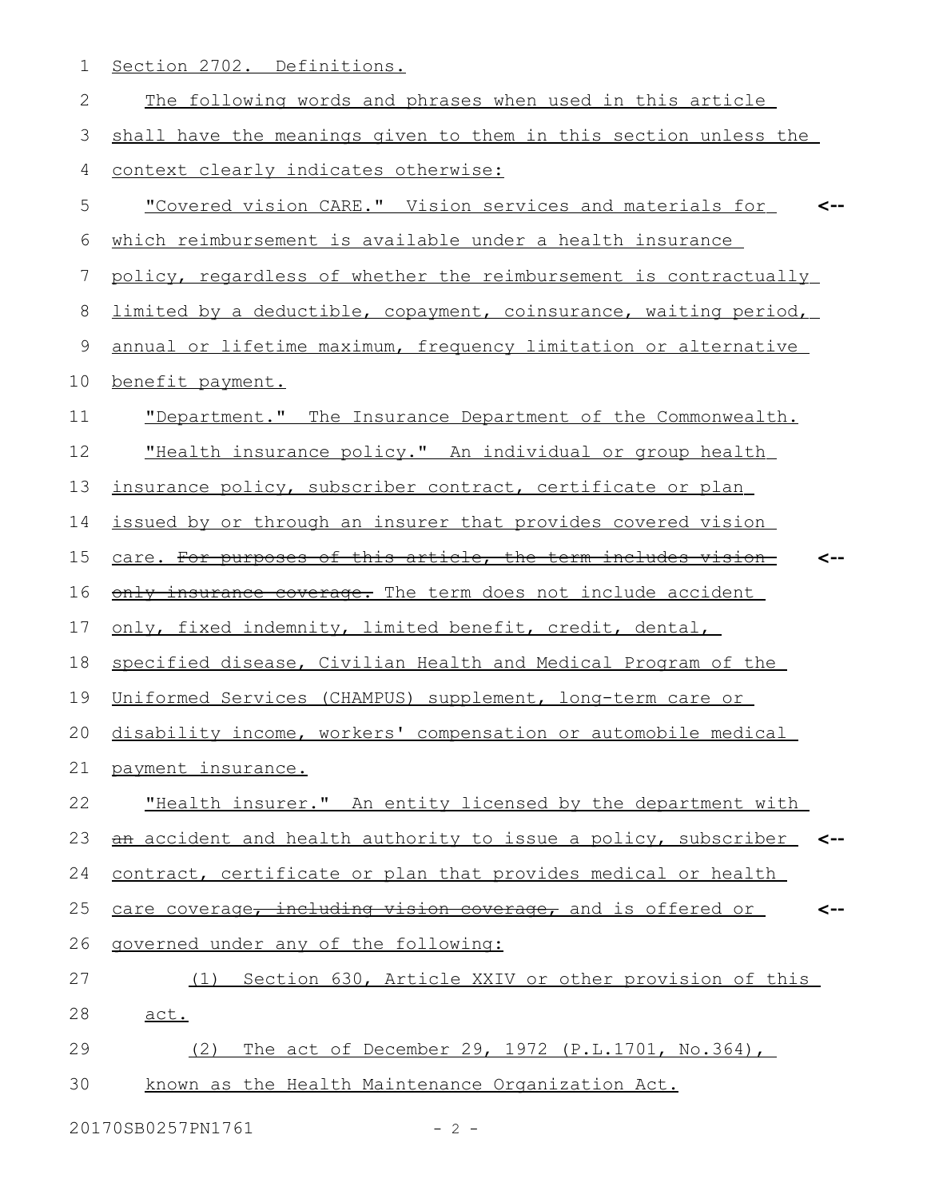Section 2702. Definitions.

The following words and phrases when used in this article shall have the meanings given to them in this section unless the context clearly indicates otherwise:

"Covered vision CARE." Vision services and materials for which reimbursement is available under a health insurance policy, regardless of whether the reimbursement is contractually limited by a deductible, copayment, coinsurance, waiting period, annual or lifetime maximum, frequency limitation or alternative benefit payment.

"Department." The Insurance Department of the Commonwealth.

"Health insurance policy." An individual or group health insurance policy, subscriber contract, certificate or plan issued by or through an insurer that provides covered vision care. ~~For purposes of this article, the term includes vision-only insurance coverage.~~ The term does not include accident only, fixed indemnity, limited benefit, credit, dental, specified disease, Civilian Health and Medical Program of the Uniformed Services (CHAMPUS) supplement, long-term care or disability income, workers' compensation or automobile medical payment insurance.

"Health insurer." An entity licensed by the department with ~~an~~ accident and health authority to issue a policy, subscriber contract, certificate or plan that provides medical or health care coverage~~, including vision coverage,~~ and is offered or governed under any of the following:

(1) Section 630, Article XXIV or other provision of this act.

(2) The act of December 29, 1972 (P.L.1701, No.364), known as the Health Maintenance Organization Act.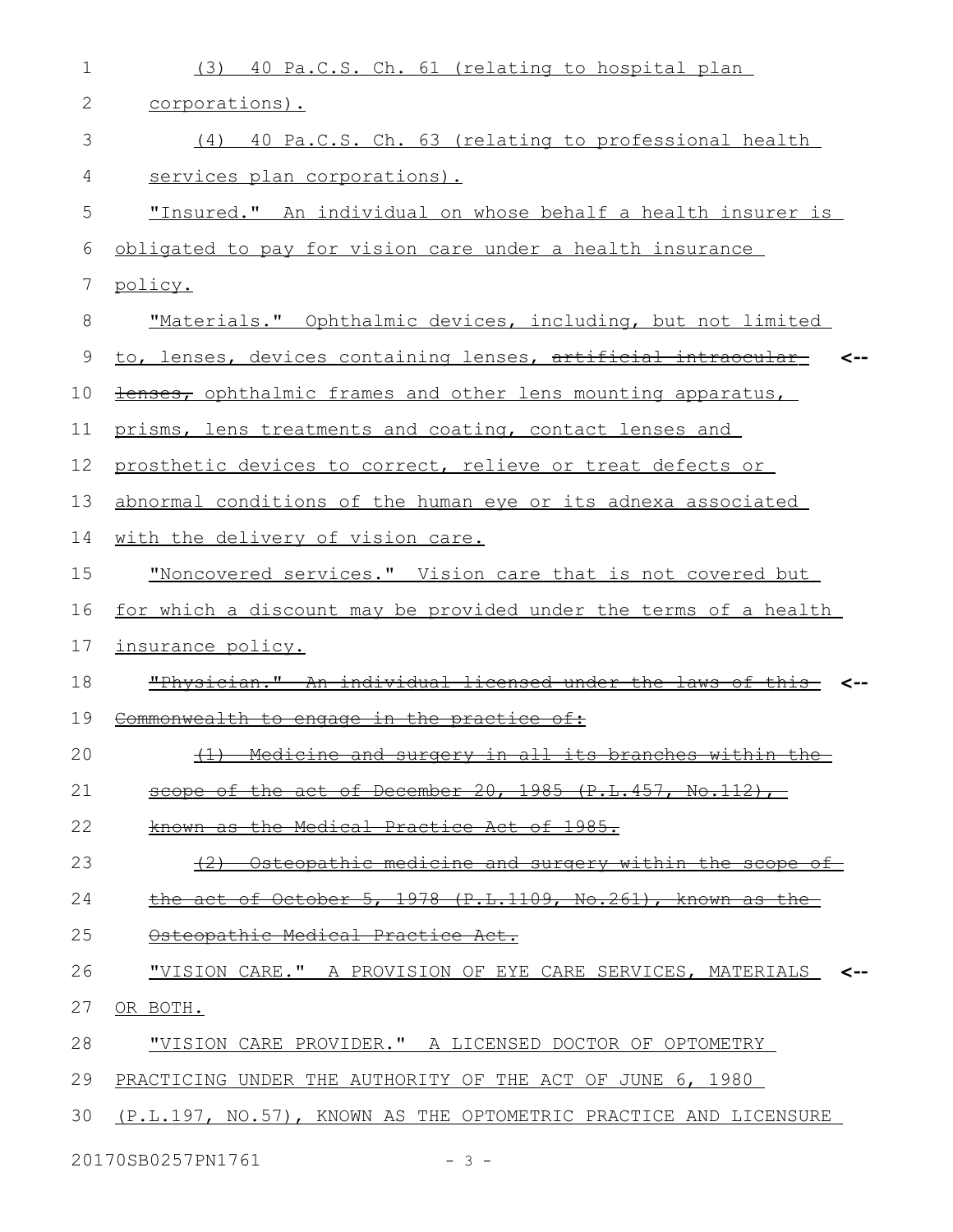(3) 40 Pa.C.S. Ch. 61 (relating to hospital plan corporations).

(4) 40 Pa.C.S. Ch. 63 (relating to professional health services plan corporations).

"Insured." An individual on whose behalf a health insurer is obligated to pay for vision care under a health insurance policy.

"Materials." Ophthalmic devices, including, but not limited to, lenses, devices containing lenses, ~~artificial intraocular lenses,~~ ophthalmic frames and other lens mounting apparatus, prisms, lens treatments and coating, contact lenses and prosthetic devices to correct, relieve or treat defects or abnormal conditions of the human eye or its adnexa associated with the delivery of vision care.

"Noncovered services." Vision care that is not covered but for which a discount may be provided under the terms of a health insurance policy.

~~"Physician." An individual licensed under the laws of this Commonwealth to engage in the practice of:~~

~~(1) Medicine and surgery in all its branches within the scope of the act of December 20, 1985 (P.L.457, No.112), known as the Medical Practice Act of 1985.~~

~~(2) Osteopathic medicine and surgery within the scope of the act of October 5, 1978 (P.L.1109, No.261), known as the Osteopathic Medical Practice Act.~~

"VISION CARE." A PROVISION OF EYE CARE SERVICES, MATERIALS OR BOTH.

"VISION CARE PROVIDER." A LICENSED DOCTOR OF OPTOMETRY PRACTICING UNDER THE AUTHORITY OF THE ACT OF JUNE 6, 1980 (P.L.197, NO.57), KNOWN AS THE OPTOMETRIC PRACTICE AND LICENSURE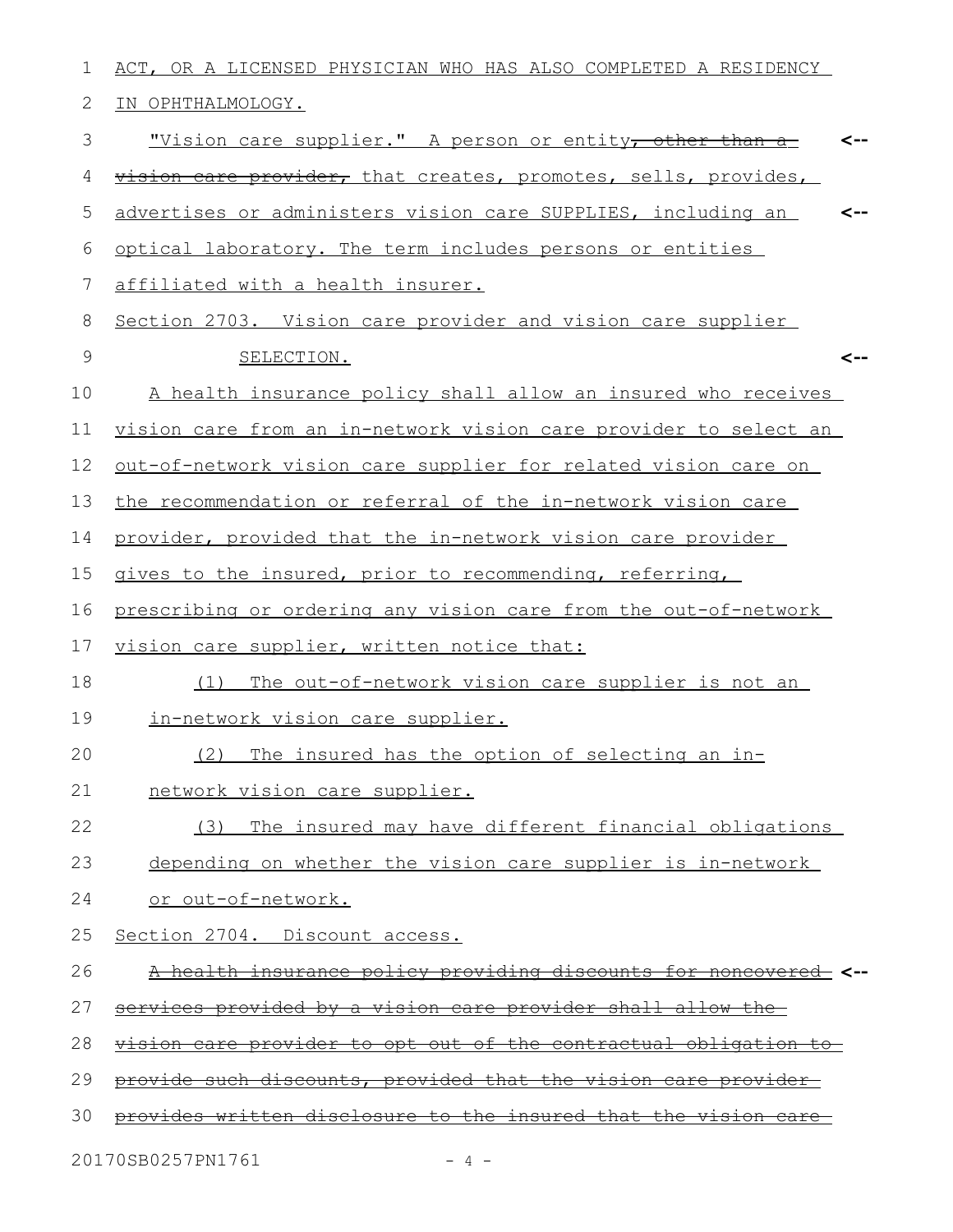ACT, OR A LICENSED PHYSICIAN WHO HAS ALSO COMPLETED A RESIDENCY IN OPHTHALMOLOGY.

"Vision care supplier." A person or entity~~, other than a vision care provider,~~ that creates, promotes, sells, provides, advertises or administers vision care SUPPLIES, including an optical laboratory. The term includes persons or entities affiliated with a health insurer.

Section 2703. Vision care provider and vision care supplier SELECTION.

A health insurance policy shall allow an insured who receives vision care from an in-network vision care provider to select an out-of-network vision care supplier for related vision care on the recommendation or referral of the in-network vision care provider, provided that the in-network vision care provider gives to the insured, prior to recommending, referring, prescribing or ordering any vision care from the out-of-network vision care supplier, written notice that:

(1) The out-of-network vision care supplier is not an in-network vision care supplier.

(2) The insured has the option of selecting an in-network vision care supplier.

(3) The insured may have different financial obligations depending on whether the vision care supplier is in-network or out-of-network.

Section 2704. Discount access.

~~A health insurance policy providing discounts for noncovered services provided by a vision care provider shall allow the vision care provider to opt out of the contractual obligation to provide such discounts, provided that the vision care provider provides written disclosure to the insured that the vision care~~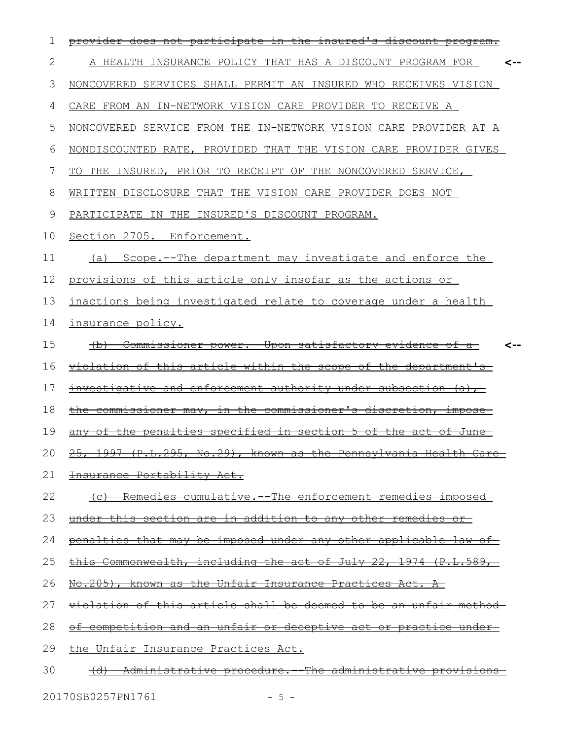~~provider does not participate in the insured's discount program.~~

A HEALTH INSURANCE POLICY THAT HAS A DISCOUNT PROGRAM FOR NONCOVERED SERVICES SHALL PERMIT AN INSURED WHO RECEIVES VISION CARE FROM AN IN-NETWORK VISION CARE PROVIDER TO RECEIVE A NONCOVERED SERVICE FROM THE IN-NETWORK VISION CARE PROVIDER AT A NONDISCOUNTED RATE, PROVIDED THAT THE VISION CARE PROVIDER GIVES TO THE INSURED, PRIOR TO RECEIPT OF THE NONCOVERED SERVICE, WRITTEN DISCLOSURE THAT THE VISION CARE PROVIDER DOES NOT PARTICIPATE IN THE INSURED'S DISCOUNT PROGRAM.

Section 2705. Enforcement.

(a) Scope.--The department may investigate and enforce the provisions of this article only insofar as the actions or inactions being investigated relate to coverage under a health insurance policy.

~~(b) Commissioner power.--Upon satisfactory evidence of a violation of this article within the scope of the department's investigative and enforcement authority under subsection (a), the commissioner may, in the commissioner's discretion, impose any of the penalties specified in section 5 of the act of June 25, 1997 (P.L.295, No.29), known as the Pennsylvania Health Care Insurance Portability Act.~~

~~(c) Remedies cumulative.--The enforcement remedies imposed under this section are in addition to any other remedies or penalties that may be imposed under any other applicable law of this Commonwealth, including the act of July 22, 1974 (P.L.589, No.205), known as the Unfair Insurance Practices Act. A violation of this article shall be deemed to be an unfair method of competition and an unfair or deceptive act or practice under the Unfair Insurance Practices Act.~~

~~(d) Administrative procedure.--The administrative provisions~~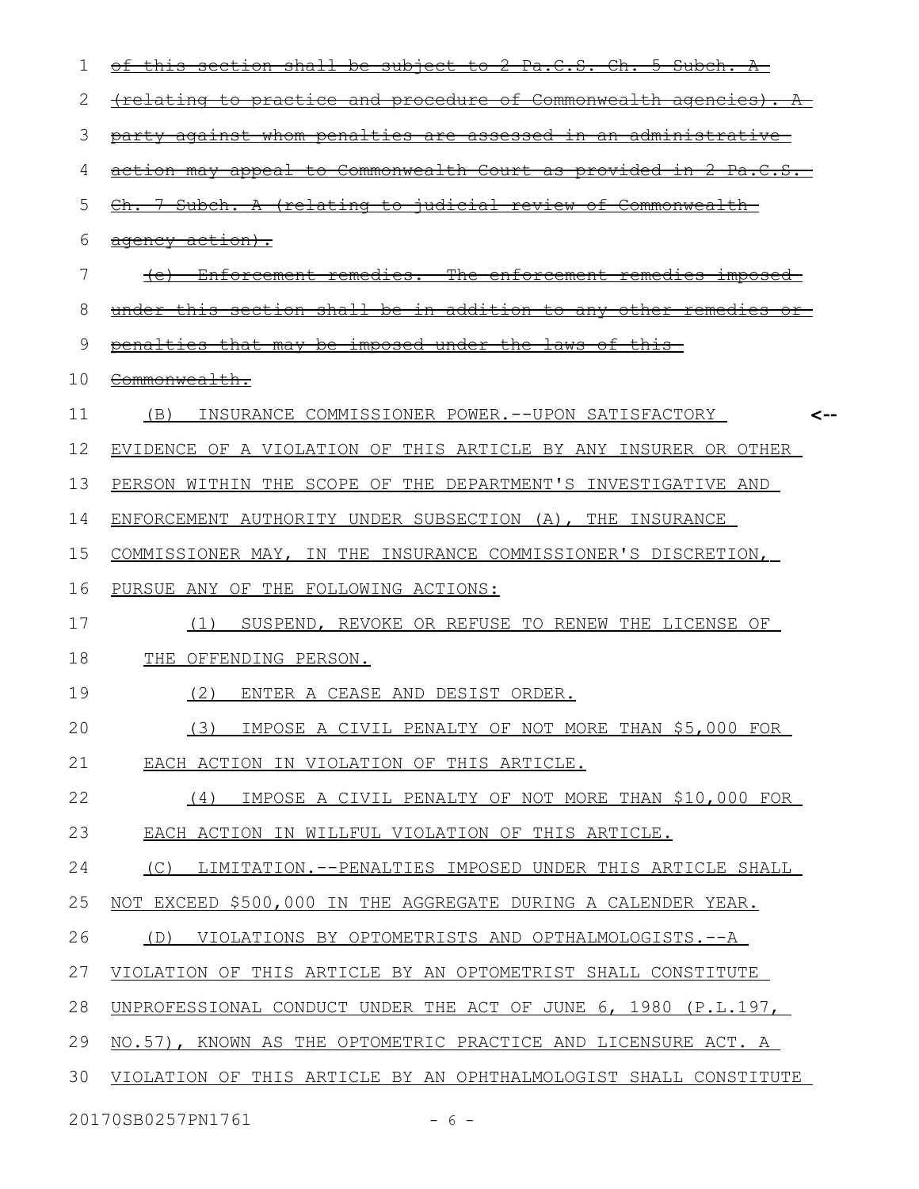~~of this section shall be subject to 2 Pa.C.S. Ch. 5 Subch. A (relating to practice and procedure of Commonwealth agencies). A party against whom penalties are assessed in an administrative action may appeal to Commonwealth Court as provided in 2 Pa.C.S. Ch. 7 Subch. A (relating to judicial review of Commonwealth agency action).~~

~~(e) Enforcement remedies.--The enforcement remedies imposed under this section shall be in addition to any other remedies or penalties that may be imposed under the laws of this Commonwealth.~~

(B) INSURANCE COMMISSIONER POWER.--UPON SATISFACTORY EVIDENCE OF A VIOLATION OF THIS ARTICLE BY ANY INSURER OR OTHER PERSON WITHIN THE SCOPE OF THE DEPARTMENT'S INVESTIGATIVE AND ENFORCEMENT AUTHORITY UNDER SUBSECTION (A), THE INSURANCE COMMISSIONER MAY, IN THE INSURANCE COMMISSIONER'S DISCRETION, PURSUE ANY OF THE FOLLOWING ACTIONS:

(1) SUSPEND, REVOKE OR REFUSE TO RENEW THE LICENSE OF THE OFFENDING PERSON.

(2) ENTER A CEASE AND DESIST ORDER.

(3) IMPOSE A CIVIL PENALTY OF NOT MORE THAN $5,000 FOR EACH ACTION IN VIOLATION OF THIS ARTICLE.

(4) IMPOSE A CIVIL PENALTY OF NOT MORE THAN $10,000 FOR EACH ACTION IN WILLFUL VIOLATION OF THIS ARTICLE.

(C) LIMITATION.--PENALTIES IMPOSED UNDER THIS ARTICLE SHALL NOT EXCEED $500,000 IN THE AGGREGATE DURING A CALENDER YEAR.

(D) VIOLATIONS BY OPTOMETRISTS AND OPTHALMOLOGISTS.--A VIOLATION OF THIS ARTICLE BY AN OPTOMETRIST SHALL CONSTITUTE UNPROFESSIONAL CONDUCT UNDER THE ACT OF JUNE 6, 1980 (P.L.197, NO.57), KNOWN AS THE OPTOMETRIC PRACTICE AND LICENSURE ACT. A VIOLATION OF THIS ARTICLE BY AN OPHTHALMOLOGIST SHALL CONSTITUTE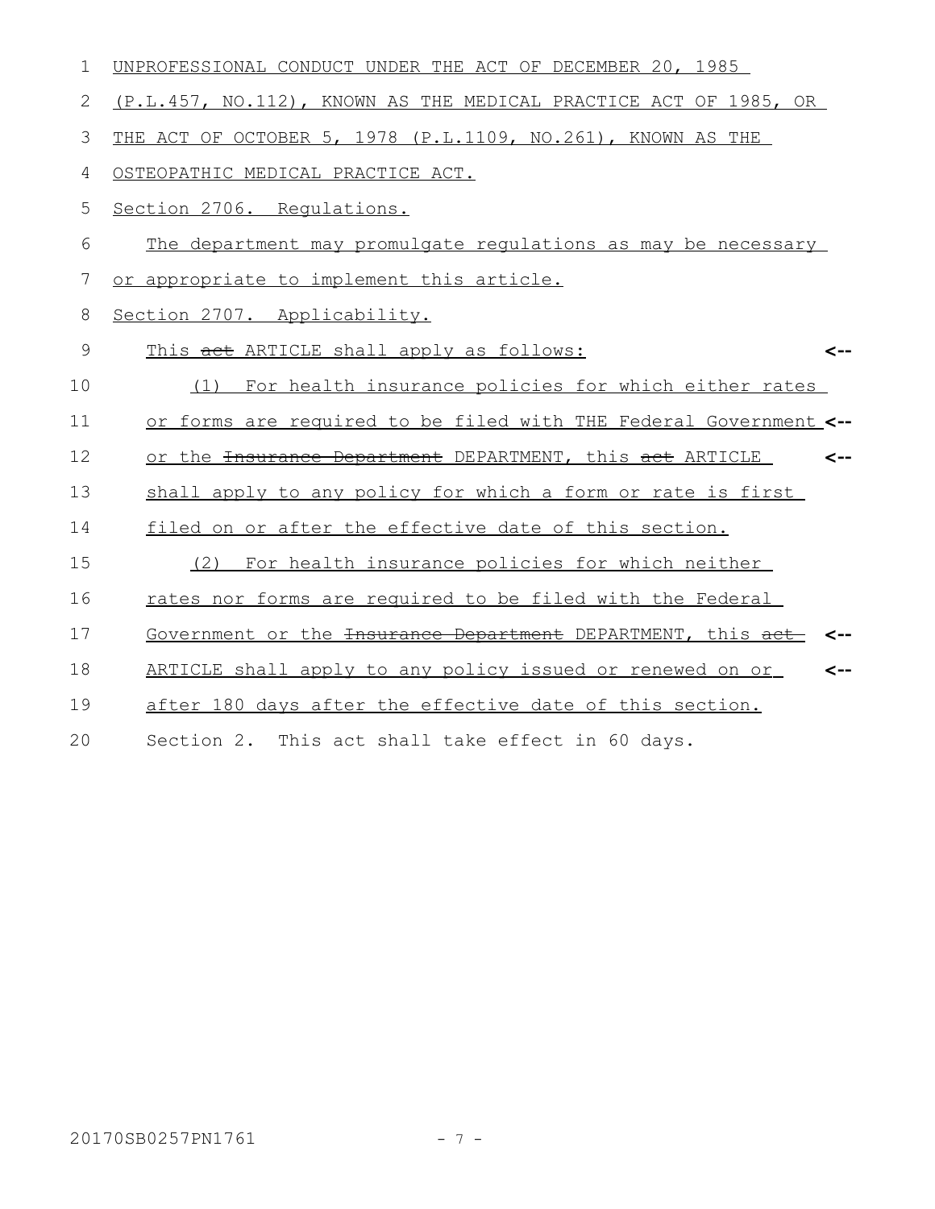UNPROFESSIONAL CONDUCT UNDER THE ACT OF DECEMBER 20, 1985 (P.L.457, NO.112), KNOWN AS THE MEDICAL PRACTICE ACT OF 1985, OR THE ACT OF OCTOBER 5, 1978 (P.L.1109, NO.261), KNOWN AS THE OSTEOPATHIC MEDICAL PRACTICE ACT.

Section 2706. Regulations.

The department may promulgate regulations as may be necessary or appropriate to implement this article.

Section 2707. Applicability.

This ~~act~~ ARTICLE shall apply as follows: <--

(1) For health insurance policies for which either rates or forms are required to be filed with THE Federal Government <-- or the ~~Insurance Department~~ DEPARTMENT, this ~~act~~ ARTICLE <-- shall apply to any policy for which a form or rate is first filed on or after the effective date of this section.

(2) For health insurance policies for which neither rates nor forms are required to be filed with the Federal Government or the ~~Insurance Department~~ DEPARTMENT, this ~~act~~ <-- ARTICLE shall apply to any policy issued or renewed on or <-- after 180 days after the effective date of this section.

Section 2. This act shall take effect in 60 days.